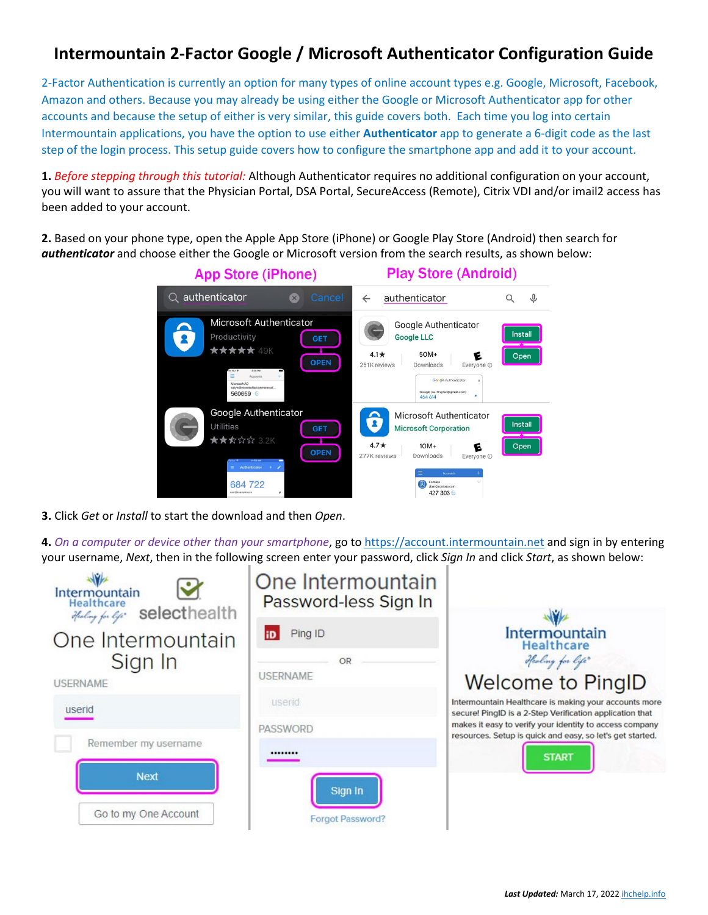# Intermountain 2-Factor Google / Microsoft Authenticator Configuration Guide

2-Factor Authentication is currently an option for many types of online account types e.g. Google, Microsoft, Facebook, Amazon and others. Because you may already be using either the Google or Microsoft Authenticator app for other accounts and because the setup of either is very similar, this guide covers both. Each time you log into certain Intermountain applications, you have the option to use either **Authenticator** app to generate a 6-digit code as the last step of the login process. This setup guide covers how to configure the smartphone app and add it to your account.

**1.** *Before stepping through this tutorial:* Although Authenticator requires no additional configuration on your account, you will want to assure that the Physician Portal, DSA Portal, SecureAccess (Remote), Citrix VDI and/or imail2 access has been added to your account.

**2.** Based on your phone type, open the Apple App Store (iPhone) or Google Play Store (Android) then search for ***authenticator*** and choose either the Google or Microsoft version from the search results, as shown below:

**3.** Click *Get* or *Install* to start the download and then *Open*.

**4.** *On a computer or device other than your smartphone*, go to https://account.intermountain.net and sign in by entering your username, *Next*, then in the following screen enter your password, click *Sign In* and click *Start*, as shown below:

***Last Updated:*** March 17, 2022 ihchelp.info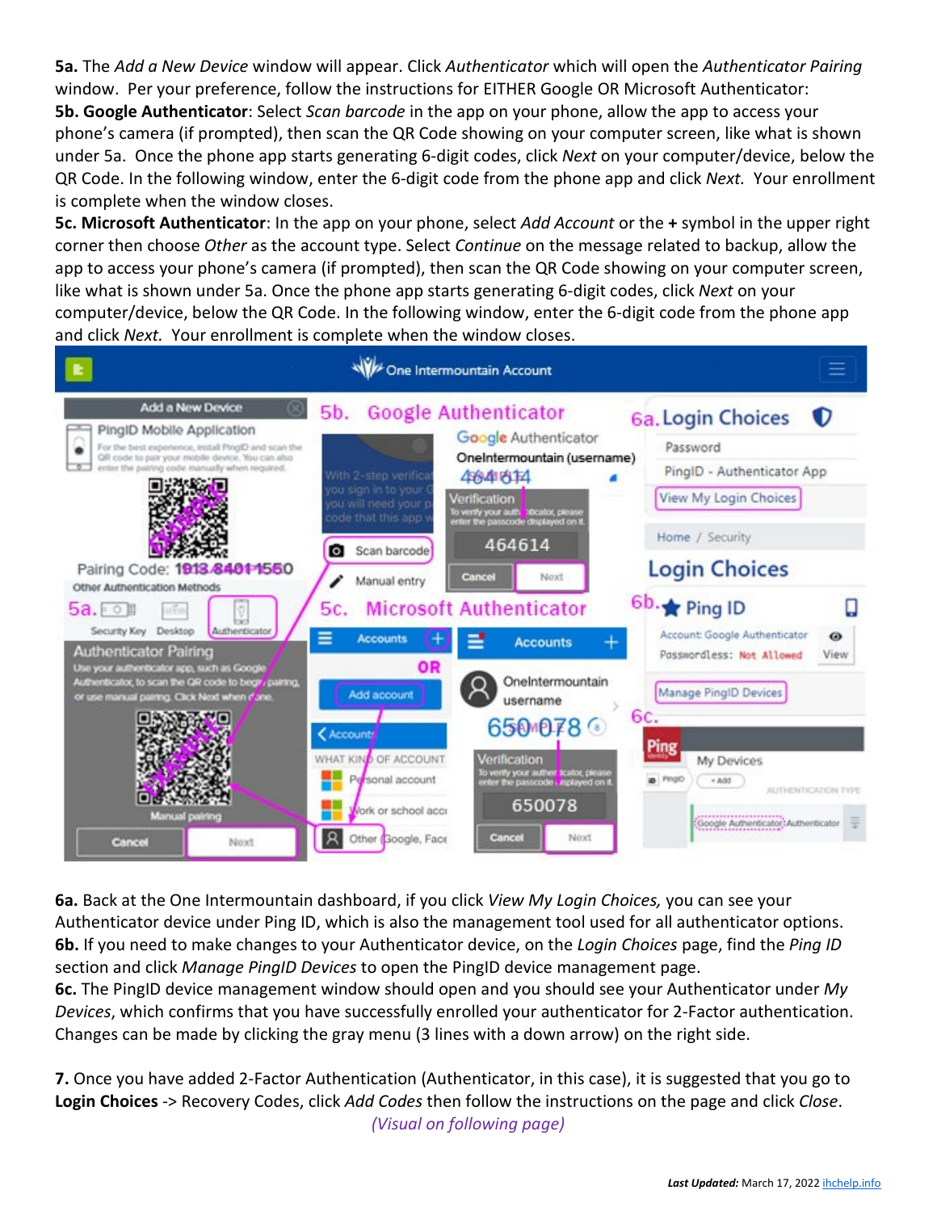**5a.** The *Add a New Device* window will appear. Click *Authenticator* which will open the *Authenticator Pairing* window. Per your preference, follow the instructions for EITHER Google OR Microsoft Authenticator:

**5b. Google Authenticator**: Select *Scan barcode* in the app on your phone, allow the app to access your phone's camera (if prompted), then scan the QR Code showing on your computer screen, like what is shown under 5a. Once the phone app starts generating 6-digit codes, click *Next* on your computer/device, below the QR Code. In the following window, enter the 6-digit code from the phone app and click *Next.* Your enrollment is complete when the window closes.

**5c. Microsoft Authenticator**: In the app on your phone, select *Add Account* or the **+** symbol in the upper right corner then choose *Other* as the account type. Select *Continue* on the message related to backup, allow the app to access your phone's camera (if prompted), then scan the QR Code showing on your computer screen, like what is shown under 5a. Once the phone app starts generating 6-digit codes, click *Next* on your computer/device, below the QR Code. In the following window, enter the 6-digit code from the phone app and click *Next.* Your enrollment is complete when the window closes.

**6a.** Back at the One Intermountain dashboard, if you click *View My Login Choices,* you can see your Authenticator device under Ping ID, which is also the management tool used for all authenticator options.

**6b.** If you need to make changes to your Authenticator device, on the *Login Choices* page, find the *Ping ID* section and click *Manage PingID Devices* to open the PingID device management page.

**6c.** The PingID device management window should open and you should see your Authenticator under *My Devices*, which confirms that you have successfully enrolled your authenticator for 2-Factor authentication. Changes can be made by clicking the gray menu (3 lines with a down arrow) on the right side.

**7.** Once you have added 2-Factor Authentication (Authenticator, in this case), it is suggested that you go to **Login Choices** -> Recovery Codes, click *Add Codes* then follow the instructions on the page and click *Close*.

*(Visual on following page)*

***Last Updated:*** March 17, 2022 ihchelp.info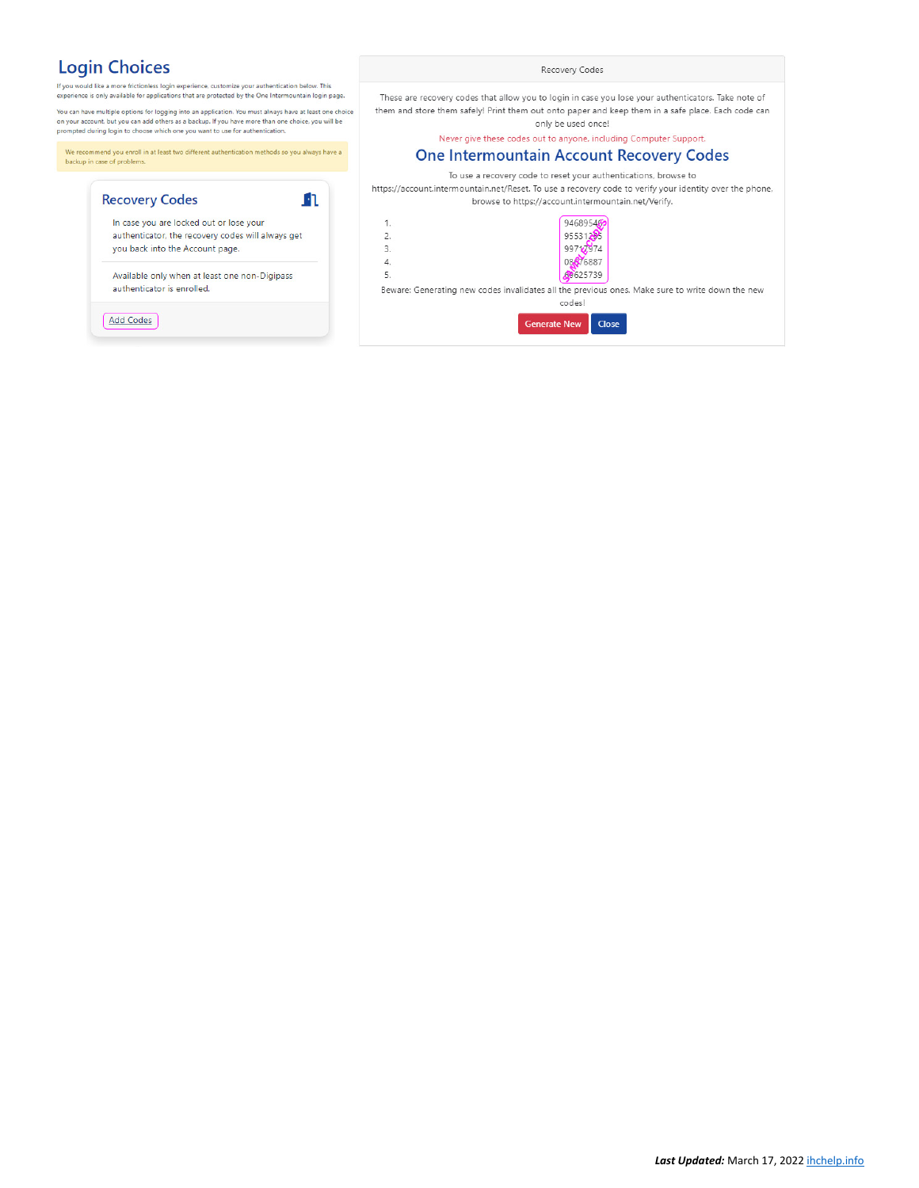## Login Choices

If you would like a more frictionless login experience, customize your authentication below. This experience is only available for applications that are protected by the One Intermountain login page.

You can have multiple options for logging into an application. You must always have at least one choice on your account, but you can add others as a backup. If you have more than one choice, you will be prompted during login to choose which one you want to use for authentication.

We recommend you enroll in at least two different authentication methods so you always have a backup in case of problems.

### Recovery Codes

In case you are locked out or lose your authenticator, the recovery codes will always get you back into the Account page.

Available only when at least one non-Digipass authenticator is enrolled.

Add Codes

Recovery Codes

These are recovery codes that allow you to login in case you lose your authenticators. Take note of them and store them safely! Print them out onto paper and keep them in a safe place. Each code can only be used once!

Never give these codes out to anyone, including Computer Support.

### One Intermountain Account Recovery Codes

To use a recovery code to reset your authentications, browse to https://account.intermountain.net/Reset. To use a recovery code to verify your identity over the phone, browse to https://account.intermountain.net/Verify.

1. 94689546
2. 95531235
3. 99717974
4. 08976887
5. 89625739

SAMPLE CODES

Beware: Generating new codes invalidates all the previous ones. Make sure to write down the new codes!

Generate New | Close

***Last Updated:*** March 17, 2022 ihchelp.info